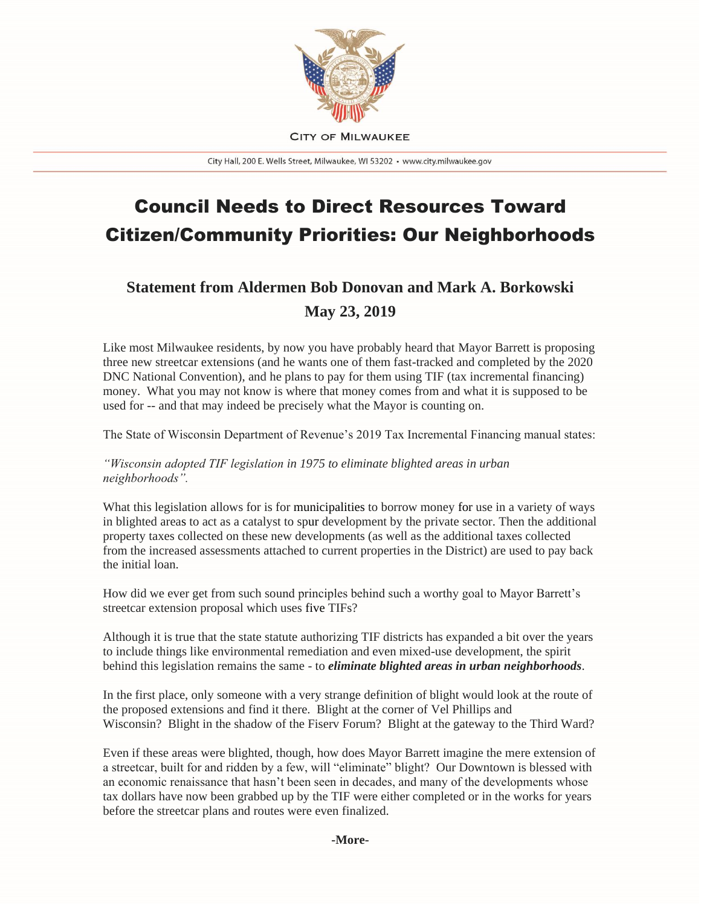CITY OF MILWAUKEE

City Hall, 200 E. Wells Street, Milwaukee, WI 53202 • www.city.milwaukee.gov

# Council Needs to Direct Resources Toward Citizen/Community Priorities: Our Neighborhoods

## Statement from Aldermen Bob Donovan and Mark A. Borkowski

## May 23, 2019

Like most Milwaukee residents, by now you have probably heard that Mayor Barrett is proposing three new streetcar extensions (and he wants one of them fast-tracked and completed by the 2020 DNC National Convention), and he plans to pay for them using TIF (tax incremental financing) money. What you may not know is where that money comes from and what it is supposed to be used for -- and that may indeed be precisely what the Mayor is counting on.

The State of Wisconsin Department of Revenue's 2019 Tax Incremental Financing manual states:

*"Wisconsin adopted TIF legislation in 1975 to eliminate blighted areas in urban neighborhoods".*

What this legislation allows for is for municipalities to borrow money for use in a variety of ways in blighted areas to act as a catalyst to spur development by the private sector. Then the additional property taxes collected on these new developments (as well as the additional taxes collected from the increased assessments attached to current properties in the District) are used to pay back the initial loan.

How did we ever get from such sound principles behind such a worthy goal to Mayor Barrett's streetcar extension proposal which uses five TIFs?

Although it is true that the state statute authorizing TIF districts has expanded a bit over the years to include things like environmental remediation and even mixed-use development, the spirit behind this legislation remains the same - to ***eliminate blighted areas in urban neighborhoods***.

In the first place, only someone with a very strange definition of blight would look at the route of the proposed extensions and find it there. Blight at the corner of Vel Phillips and Wisconsin? Blight in the shadow of the Fiserv Forum? Blight at the gateway to the Third Ward?

Even if these areas were blighted, though, how does Mayor Barrett imagine the mere extension of a streetcar, built for and ridden by a few, will "eliminate" blight? Our Downtown is blessed with an economic renaissance that hasn't been seen in decades, and many of the developments whose tax dollars have now been grabbed up by the TIF were either completed or in the works for years before the streetcar plans and routes were even finalized.

**-More-**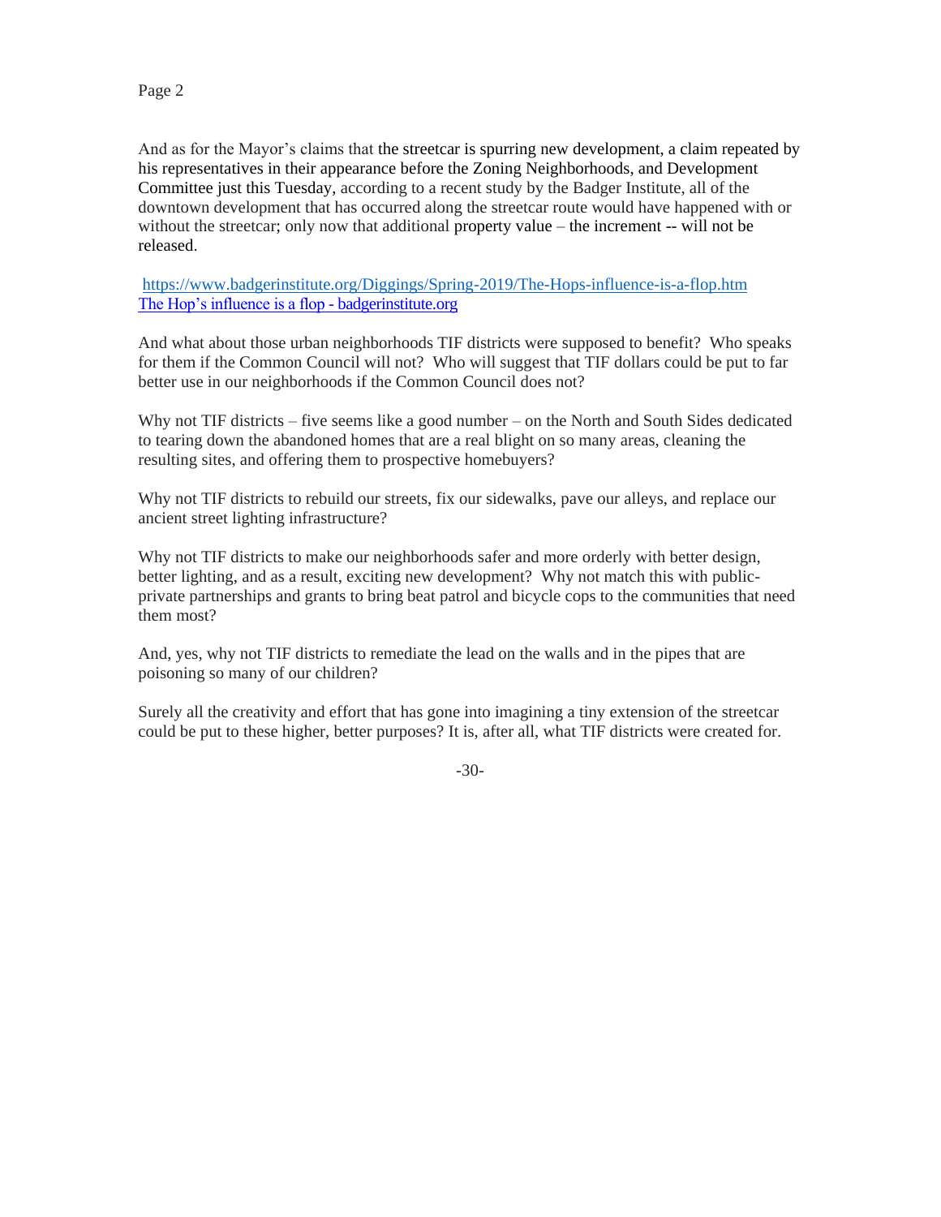And as for the Mayor's claims that the streetcar is spurring new development, a claim repeated by his representatives in their appearance before the Zoning Neighborhoods, and Development Committee just this Tuesday, according to a recent study by the Badger Institute, all of the downtown development that has occurred along the streetcar route would have happened with or without the streetcar; only now that additional property value – the increment -- will not be released.

https://www.badgerinstitute.org/Diggings/Spring-2019/The-Hops-influence-is-a-flop.htm
The Hop's influence is a flop - badgerinstitute.org

And what about those urban neighborhoods TIF districts were supposed to benefit? Who speaks for them if the Common Council will not? Who will suggest that TIF dollars could be put to far better use in our neighborhoods if the Common Council does not?

Why not TIF districts – five seems like a good number – on the North and South Sides dedicated to tearing down the abandoned homes that are a real blight on so many areas, cleaning the resulting sites, and offering them to prospective homebuyers?

Why not TIF districts to rebuild our streets, fix our sidewalks, pave our alleys, and replace our ancient street lighting infrastructure?

Why not TIF districts to make our neighborhoods safer and more orderly with better design, better lighting, and as a result, exciting new development? Why not match this with public-private partnerships and grants to bring beat patrol and bicycle cops to the communities that need them most?

And, yes, why not TIF districts to remediate the lead on the walls and in the pipes that are poisoning so many of our children?

Surely all the creativity and effort that has gone into imagining a tiny extension of the streetcar could be put to these higher, better purposes? It is, after all, what TIF districts were created for.

-30-